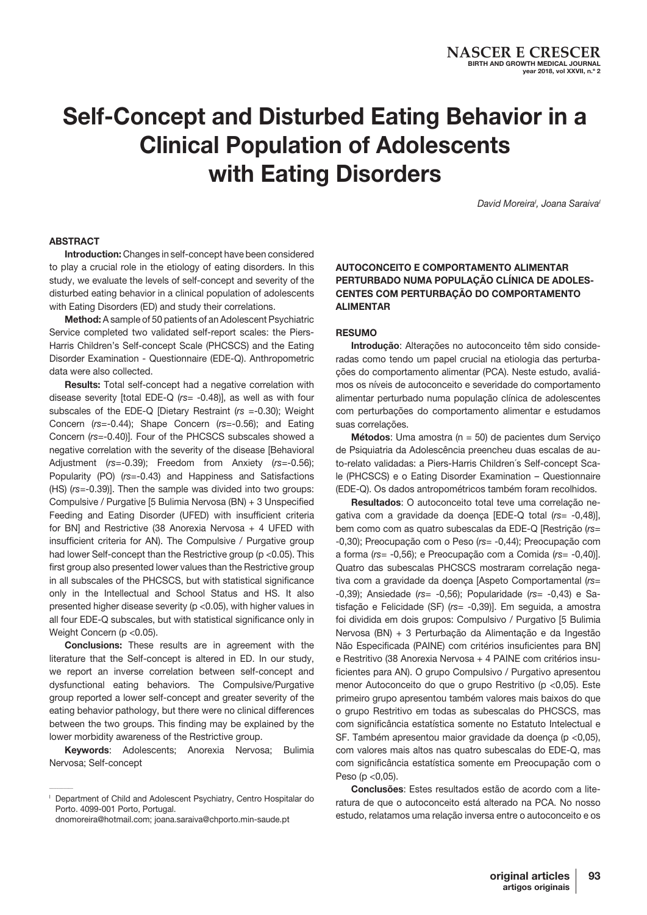# Self-Concept and Disturbed Eating Behavior in a Clinical Population of Adolescents with Eating Disorders

*David Moreira[I], Joana Saraiva[I]*

## ABSTRACT

**Introduction:** Changes in self-concept have been considered to play a crucial role in the etiology of eating disorders. In this study, we evaluate the levels of self-concept and severity of the disturbed eating behavior in a clinical population of adolescents with Eating Disorders (ED) and study their correlations.

**Method:** A sample of 50 patients of an Adolescent Psychiatric Service completed two validated self-report scales: the Piers-Harris Children's Self-concept Scale (PHCSCS) and the Eating Disorder Examination - Questionnaire (EDE-Q). Anthropometric data were also collected.

**Results:** Total self-concept had a negative correlation with disease severity [total EDE-Q (*rs*= -0.48)], as well as with four subscales of the EDE-Q [Dietary Restraint (*rs* =-0.30); Weight Concern (*rs*=-0.44); Shape Concern (*rs*=-0.56); and Eating Concern (*rs*=-0.40)]. Four of the PHCSCS subscales showed a negative correlation with the severity of the disease [Behavioral Adjustment (*rs*=-0.39); Freedom from Anxiety (*rs*=-0.56); Popularity (PO) (*rs*=-0.43) and Happiness and Satisfactions (HS) (*rs*=-0.39)]. Then the sample was divided into two groups: Compulsive / Purgative [5 Bulimia Nervosa (BN) + 3 Unspecified Feeding and Eating Disorder (UFED) with insufficient criteria for BN] and Restrictive (38 Anorexia Nervosa + 4 UFED with insufficient criteria for AN). The Compulsive / Purgative group had lower Self-concept than the Restrictive group ($p < 0.05$). This first group also presented lower values than the Restrictive group in all subscales of the PHCSCS, but with statistical significance only in the Intellectual and School Status and HS. It also presented higher disease severity ($p < 0.05$), with higher values in all four EDE-Q subscales, but with statistical significance only in Weight Concern ($p < 0.05$).

**Conclusions:** These results are in agreement with the literature that the Self-concept is altered in ED. In our study, we report an inverse correlation between self-concept and dysfunctional eating behaviors. The Compulsive/Purgative group reported a lower self-concept and greater severity of the eating behavior pathology, but there were no clinical differences between the two groups. This finding may be explained by the lower morbidity awareness of the Restrictive group.

**Keywords**: Adolescents; Anorexia Nervosa; Bulimia Nervosa; Self-concept

## AUTOCONCEITO E COMPORTAMENTO ALIMENTAR PERTURBADO NUMA POPULAÇÃO CLÍNICA DE ADOLESCENTES COM PERTURBAÇÃO DO COMPORTAMENTO ALIMENTAR

## RESUMO

**Introdução**: Alterações no autoconceito têm sido consideradas como tendo um papel crucial na etiologia das perturbações do comportamento alimentar (PCA). Neste estudo, avaliámos os níveis de autoconceito e severidade do comportamento alimentar perturbado numa população clínica de adolescentes com perturbações do comportamento alimentar e estudamos suas correlações.

**Métodos**: Uma amostra (n = 50) de pacientes dum Serviço de Psiquiatria da Adolescência preencheu duas escalas de auto-relato validadas: a Piers-Harris Children´s Self-concept Scale (PHCSCS) e o Eating Disorder Examination – Questionnaire (EDE-Q). Os dados antropométricos também foram recolhidos.

**Resultados**: O autoconceito total teve uma correlação negativa com a gravidade da doença [EDE-Q total (*rs*= -0,48)], bem como com as quatro subescalas da EDE-Q [Restrição (*rs*= -0,30); Preocupação com o Peso (*rs*= -0,44); Preocupação com a forma (*rs*= -0,56); e Preocupação com a Comida (*rs*= -0,40)]. Quatro das subescalas PHCSCS mostraram correlação negativa com a gravidade da doença [Aspeto Comportamental (*rs*= -0,39); Ansiedade (*rs*= -0,56); Popularidade (*rs*= -0,43) e Satisfação e Felicidade (SF) (*rs*= -0,39)]. Em seguida, a amostra foi dividida em dois grupos: Compulsivo / Purgativo [5 Bulimia Nervosa (BN) + 3 Perturbação da Alimentação e da Ingestão Não Especificada (PAINE) com critérios insuficientes para BN] e Restritivo (38 Anorexia Nervosa + 4 PAINE com critérios insuficientes para AN). O grupo Compulsivo / Purgativo apresentou menor Autoconceito do que o grupo Restritivo ($p < 0,05$). Este primeiro grupo apresentou também valores mais baixos do que o grupo Restritivo em todas as subescalas do PHCSCS, mas com significância estatística somente no Estatuto Intelectual e SF. Também apresentou maior gravidade da doença ($p < 0,05$), com valores mais altos nas quatro subescalas do EDE-Q, mas com significância estatística somente em Preocupação com o Peso ($p < 0,05$).

**Conclusões**: Estes resultados estão de acordo com a literatura de que o autoconceito está alterado na PCA. No nosso estudo, relatamos uma relação inversa entre o autoconceito e os

---

[I] Department of Child and Adolescent Psychiatry, Centro Hospitalar do Porto. 4099-001 Porto, Portugal.
dnomoreira@hotmail.com; joana.saraiva@chporto.min-saude.pt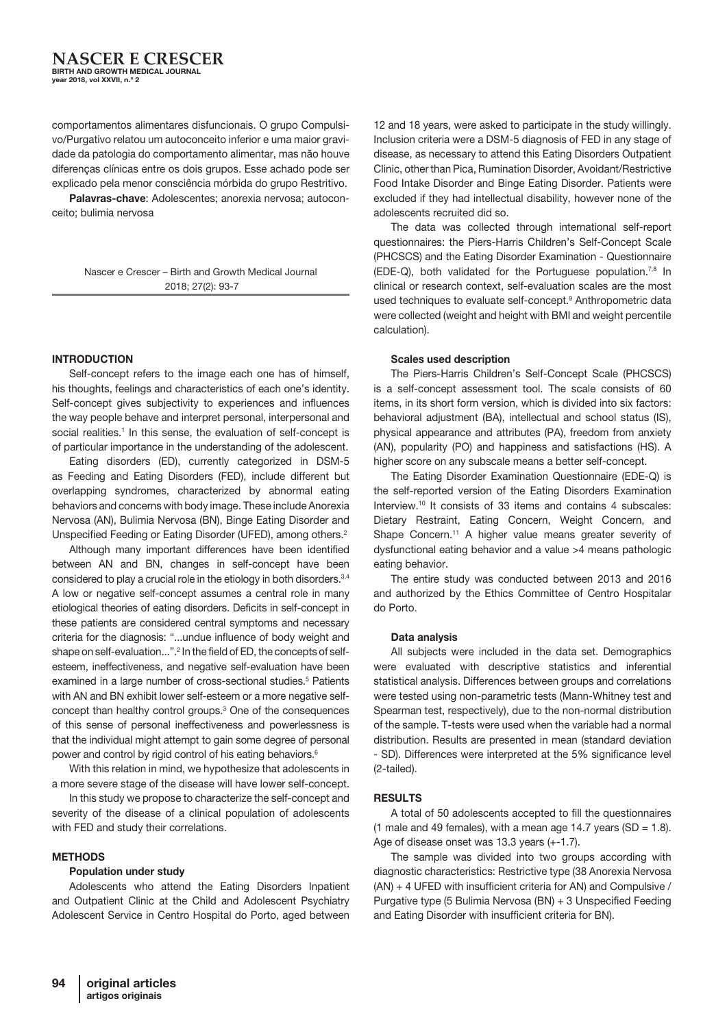comportamentos alimentares disfuncionais. O grupo Compulsivo/Purgativo relatou um autoconceito inferior e uma maior gravidade da patologia do comportamento alimentar, mas não houve diferenças clínicas entre os dois grupos. Esse achado pode ser explicado pela menor consciência mórbida do grupo Restritivo.

**Palavras-chave**: Adolescentes; anorexia nervosa; autoconceito; bulimia nervosa

Nascer e Crescer – Birth and Growth Medical Journal
2018; 27(2): 93-7

## INTRODUCTION

Self-concept refers to the image each one has of himself, his thoughts, feelings and characteristics of each one's identity. Self-concept gives subjectivity to experiences and influences the way people behave and interpret personal, interpersonal and social realities.[1] In this sense, the evaluation of self-concept is of particular importance in the understanding of the adolescent.

Eating disorders (ED), currently categorized in DSM-5 as Feeding and Eating Disorders (FED), include different but overlapping syndromes, characterized by abnormal eating behaviors and concerns with body image. These include Anorexia Nervosa (AN), Bulimia Nervosa (BN), Binge Eating Disorder and Unspecified Feeding or Eating Disorder (UFED), among others.[2]

Although many important differences have been identified between AN and BN, changes in self-concept have been considered to play a crucial role in the etiology in both disorders.[3,4] A low or negative self-concept assumes a central role in many etiological theories of eating disorders. Deficits in self-concept in these patients are considered central symptoms and necessary criteria for the diagnosis: "...undue influence of body weight and shape on self-evaluation...".[2] In the field of ED, the concepts of self-esteem, ineffectiveness, and negative self-evaluation have been examined in a large number of cross-sectional studies.[5] Patients with AN and BN exhibit lower self-esteem or a more negative self-concept than healthy control groups.[3] One of the consequences of this sense of personal ineffectiveness and powerlessness is that the individual might attempt to gain some degree of personal power and control by rigid control of his eating behaviors.[6]

With this relation in mind, we hypothesize that adolescents in a more severe stage of the disease will have lower self-concept.

In this study we propose to characterize the self-concept and severity of the disease of a clinical population of adolescents with FED and study their correlations.

## METHODS

### Population under study

Adolescents who attend the Eating Disorders Inpatient and Outpatient Clinic at the Child and Adolescent Psychiatry Adolescent Service in Centro Hospital do Porto, aged between 12 and 18 years, were asked to participate in the study willingly. Inclusion criteria were a DSM-5 diagnosis of FED in any stage of disease, as necessary to attend this Eating Disorders Outpatient Clinic, other than Pica, Rumination Disorder, Avoidant/Restrictive Food Intake Disorder and Binge Eating Disorder. Patients were excluded if they had intellectual disability, however none of the adolescents recruited did so.

The data was collected through international self-report questionnaires: the Piers-Harris Children's Self-Concept Scale (PHCSCS) and the Eating Disorder Examination - Questionnaire (EDE-Q), both validated for the Portuguese population.[7,8] In clinical or research context, self-evaluation scales are the most used techniques to evaluate self-concept.[9] Anthropometric data were collected (weight and height with BMI and weight percentile calculation).

### Scales used description

The Piers-Harris Children's Self-Concept Scale (PHCSCS) is a self-concept assessment tool. The scale consists of 60 items, in its short form version, which is divided into six factors: behavioral adjustment (BA), intellectual and school status (IS), physical appearance and attributes (PA), freedom from anxiety (AN), popularity (PO) and happiness and satisfactions (HS). A higher score on any subscale means a better self-concept.

The Eating Disorder Examination Questionnaire (EDE-Q) is the self-reported version of the Eating Disorders Examination Interview.[10] It consists of 33 items and contains 4 subscales: Dietary Restraint, Eating Concern, Weight Concern, and Shape Concern.[11] A higher value means greater severity of dysfunctional eating behavior and a value >4 means pathologic eating behavior.

The entire study was conducted between 2013 and 2016 and authorized by the Ethics Committee of Centro Hospitalar do Porto.

### Data analysis

All subjects were included in the data set. Demographics were evaluated with descriptive statistics and inferential statistical analysis. Differences between groups and correlations were tested using non-parametric tests (Mann-Whitney test and Spearman test, respectively), due to the non-normal distribution of the sample. T-tests were used when the variable had a normal distribution. Results are presented in mean (standard deviation - SD). Differences were interpreted at the 5% significance level (2-tailed).

## RESULTS

A total of 50 adolescents accepted to fill the questionnaires (1 male and 49 females), with a mean age 14.7 years (SD = 1.8). Age of disease onset was 13.3 years (+-1.7).

The sample was divided into two groups according with diagnostic characteristics: Restrictive type (38 Anorexia Nervosa (AN) + 4 UFED with insufficient criteria for AN) and Compulsive / Purgative type (5 Bulimia Nervosa (BN) + 3 Unspecified Feeding and Eating Disorder with insufficient criteria for BN).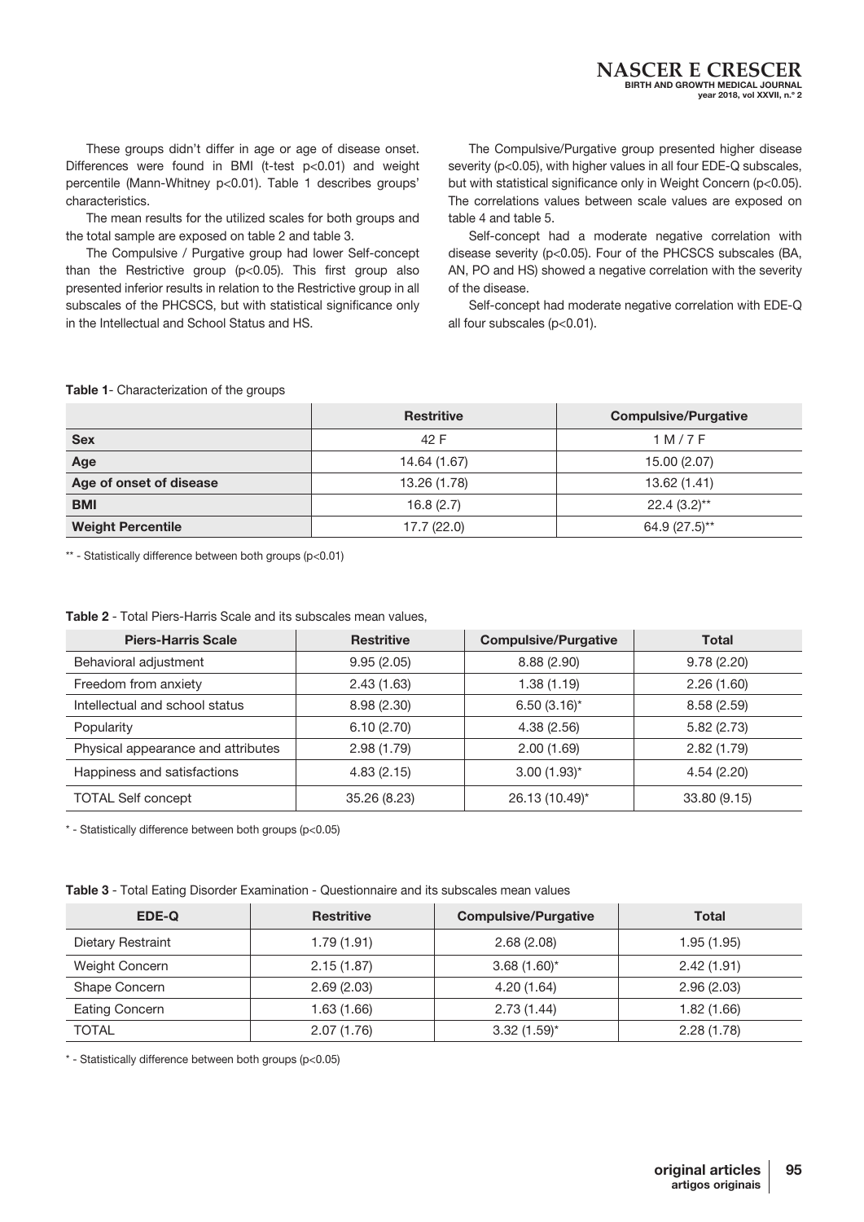These groups didn't differ in age or age of disease onset. Differences were found in BMI (t-test $p<0.01$) and weight percentile (Mann-Whitney $p<0.01$). Table 1 describes groups' characteristics.

The mean results for the utilized scales for both groups and the total sample are exposed on table 2 and table 3.

The Compulsive / Purgative group had lower Self-concept than the Restrictive group ($p<0.05$). This first group also presented inferior results in relation to the Restrictive group in all subscales of the PHCSCS, but with statistical significance only in the Intellectual and School Status and HS.

The Compulsive/Purgative group presented higher disease severity ($p<0.05$), with higher values in all four EDE-Q subscales, but with statistical significance only in Weight Concern ($p<0.05$). The correlations values between scale values are exposed on table 4 and table 5.

Self-concept had a moderate negative correlation with disease severity ($p<0.05$). Four of the PHCSCS subscales (BA, AN, PO and HS) showed a negative correlation with the severity of the disease.

Self-concept had moderate negative correlation with EDE-Q all four subscales ($p<0.01$).

**Table 1**- Characterization of the groups

| | Restritive | Compulsive/Purgative |
|---|---|---|
| **Sex** | 42 F | 1 M / 7 F |
| **Age** | 14.64 (1.67) | 15.00 (2.07) |
| **Age of onset of disease** | 13.26 (1.78) | 13.62 (1.41) |
| **BMI** | 16.8 (2.7) | 22.4 (3.2)** |
| **Weight Percentile** | 17.7 (22.0) | 64.9 (27.5)** |

** - Statistically difference between both groups ($p<0.01$)

**Table 2** - Total Piers-Harris Scale and its subscales mean values,

| Piers-Harris Scale | Restritive | Compulsive/Purgative | Total |
|---|---|---|---|
| Behavioral adjustment | 9.95 (2.05) | 8.88 (2.90) | 9.78 (2.20) |
| Freedom from anxiety | 2.43 (1.63) | 1.38 (1.19) | 2.26 (1.60) |
| Intellectual and school status | 8.98 (2.30) | 6.50 (3.16)* | 8.58 (2.59) |
| Popularity | 6.10 (2.70) | 4.38 (2.56) | 5.82 (2.73) |
| Physical appearance and attributes | 2.98 (1.79) | 2.00 (1.69) | 2.82 (1.79) |
| Happiness and satisfactions | 4.83 (2.15) | 3.00 (1.93)* | 4.54 (2.20) |
| TOTAL Self concept | 35.26 (8.23) | 26.13 (10.49)* | 33.80 (9.15) |

* - Statistically difference between both groups ($p<0.05$)

**Table 3** - Total Eating Disorder Examination - Questionnaire and its subscales mean values

| EDE-Q | Restritive | Compulsive/Purgative | Total |
|---|---|---|---|
| Dietary Restraint | 1.79 (1.91) | 2.68 (2.08) | 1.95 (1.95) |
| Weight Concern | 2.15 (1.87) | 3.68 (1.60)* | 2.42 (1.91) |
| Shape Concern | 2.69 (2.03) | 4.20 (1.64) | 2.96 (2.03) |
| Eating Concern | 1.63 (1.66) | 2.73 (1.44) | 1.82 (1.66) |
| TOTAL | 2.07 (1.76) | 3.32 (1.59)* | 2.28 (1.78) |

* - Statistically difference between both groups ($p<0.05$)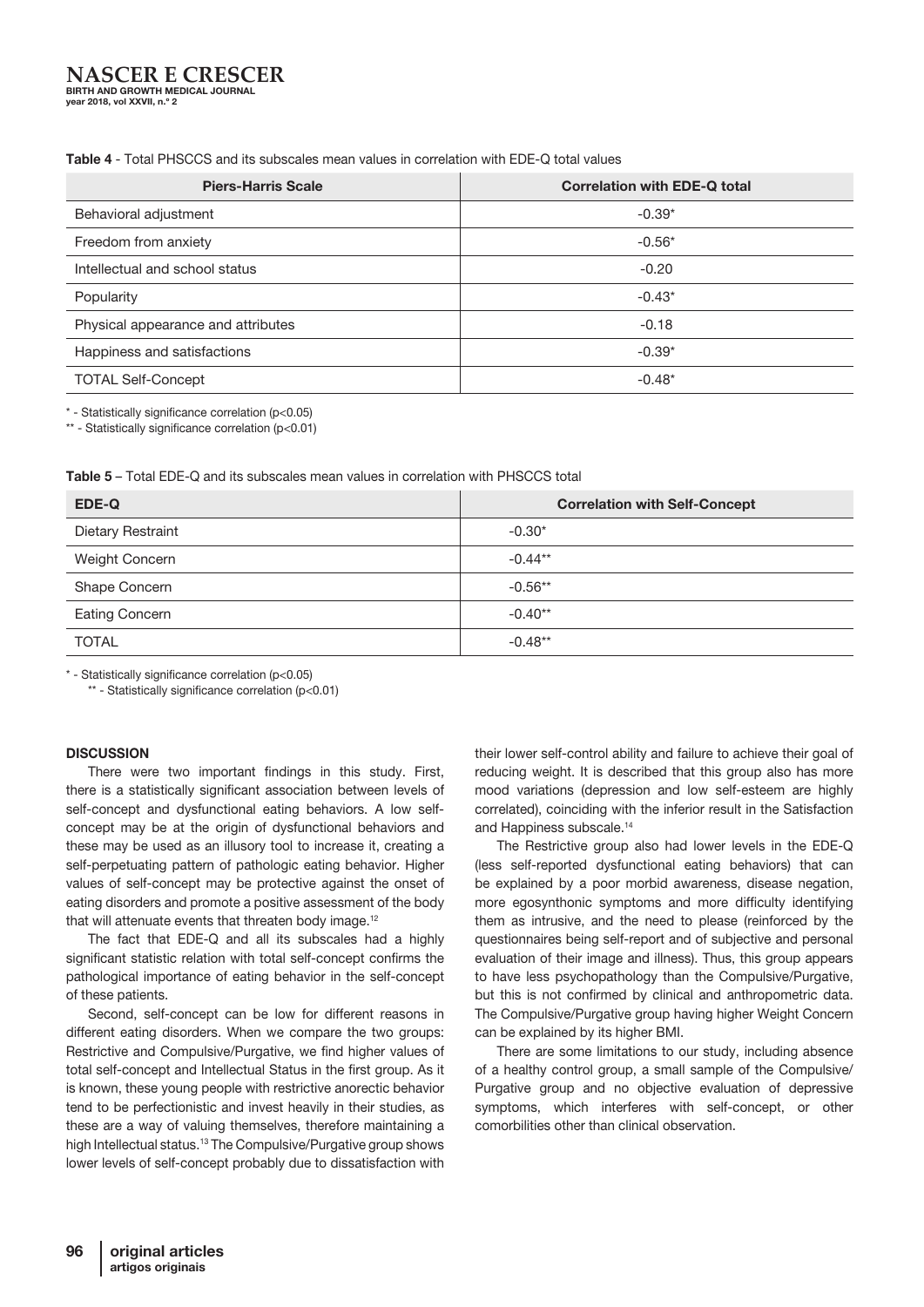**Table 4** - Total PHSCCS and its subscales mean values in correlation with EDE-Q total values

| Piers-Harris Scale | Correlation with EDE-Q total |
|---|---|
| Behavioral adjustment | -0.39* |
| Freedom from anxiety | -0.56* |
| Intellectual and school status | -0.20 |
| Popularity | -0.43* |
| Physical appearance and attributes | -0.18 |
| Happiness and satisfactions | -0.39* |
| TOTAL Self-Concept | -0.48* |

\* - Statistically significance correlation ($p<0.05$)

\*\* - Statistically significance correlation ($p<0.01$)

**Table 5** – Total EDE-Q and its subscales mean values in correlation with PHSCCS total

| EDE-Q | Correlation with Self-Concept |
|---|---|
| Dietary Restraint | -0.30* |
| Weight Concern | -0.44** |
| Shape Concern | -0.56** |
| Eating Concern | -0.40** |
| TOTAL | -0.48** |

\* - Statistically significance correlation ($p<0.05$)

\*\* - Statistically significance correlation ($p<0.01$)

## DISCUSSION

There were two important findings in this study. First, there is a statistically significant association between levels of self-concept and dysfunctional eating behaviors. A low self-concept may be at the origin of dysfunctional behaviors and these may be used as an illusory tool to increase it, creating a self-perpetuating pattern of pathologic eating behavior. Higher values of self-concept may be protective against the onset of eating disorders and promote a positive assessment of the body that will attenuate events that threaten body image.[12]

The fact that EDE-Q and all its subscales had a highly significant statistic relation with total self-concept confirms the pathological importance of eating behavior in the self-concept of these patients.

Second, self-concept can be low for different reasons in different eating disorders. When we compare the two groups: Restrictive and Compulsive/Purgative, we find higher values of total self-concept and Intellectual Status in the first group. As it is known, these young people with restrictive anorectic behavior tend to be perfectionistic and invest heavily in their studies, as these are a way of valuing themselves, therefore maintaining a high Intellectual status.[13] The Compulsive/Purgative group shows lower levels of self-concept probably due to dissatisfaction with their lower self-control ability and failure to achieve their goal of reducing weight. It is described that this group also has more mood variations (depression and low self-esteem are highly correlated), coinciding with the inferior result in the Satisfaction and Happiness subscale.[14]

The Restrictive group also had lower levels in the EDE-Q (less self-reported dysfunctional eating behaviors) that can be explained by a poor morbid awareness, disease negation, more egosynthonic symptoms and more difficulty identifying them as intrusive, and the need to please (reinforced by the questionnaires being self-report and of subjective and personal evaluation of their image and illness). Thus, this group appears to have less psychopathology than the Compulsive/Purgative, but this is not confirmed by clinical and anthropometric data. The Compulsive/Purgative group having higher Weight Concern can be explained by its higher BMI.

There are some limitations to our study, including absence of a healthy control group, a small sample of the Compulsive/Purgative group and no objective evaluation of depressive symptoms, which interferes with self-concept, or other comorbilities other than clinical observation.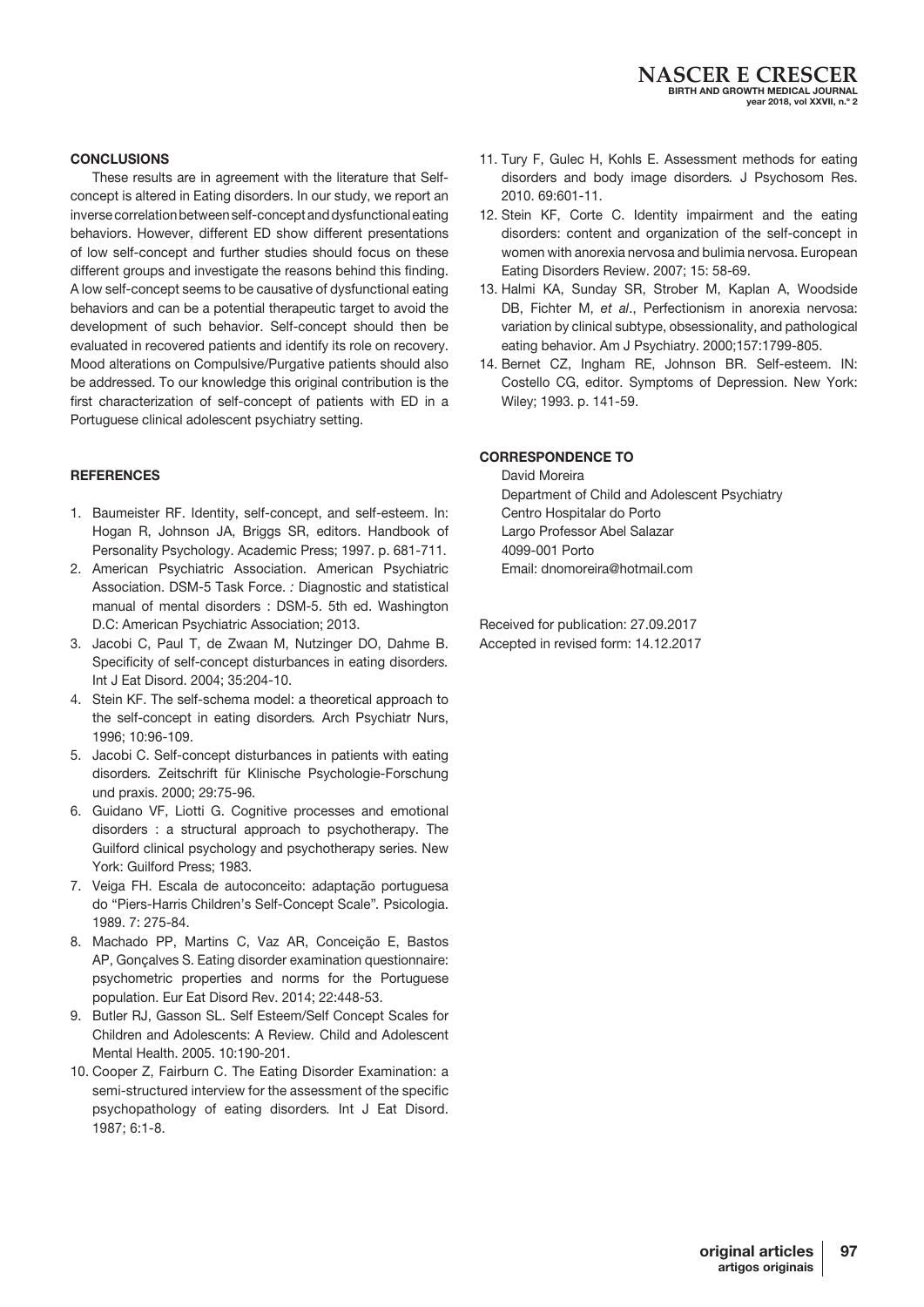## CONCLUSIONS

These results are in agreement with the literature that Self-concept is altered in Eating disorders. In our study, we report an inverse correlation between self-concept and dysfunctional eating behaviors. However, different ED show different presentations of low self-concept and further studies should focus on these different groups and investigate the reasons behind this finding. A low self-concept seems to be causative of dysfunctional eating behaviors and can be a potential therapeutic target to avoid the development of such behavior. Self-concept should then be evaluated in recovered patients and identify its role on recovery. Mood alterations on Compulsive/Purgative patients should also be addressed. To our knowledge this original contribution is the first characterization of self-concept of patients with ED in a Portuguese clinical adolescent psychiatry setting.

## REFERENCES

1. Baumeister RF. Identity, self-concept, and self-esteem. In: Hogan R, Johnson JA, Briggs SR, editors. Handbook of Personality Psychology. Academic Press; 1997. p. 681-711.
2. American Psychiatric Association. American Psychiatric Association. DSM-5 Task Force. *:* Diagnostic and statistical manual of mental disorders : DSM-5. 5th ed. Washington D.C: American Psychiatric Association; 2013.
3. Jacobi C, Paul T, de Zwaan M, Nutzinger DO, Dahme B. Specificity of self-concept disturbances in eating disorders*.* Int J Eat Disord. 2004; 35:204-10.
4. Stein KF. The self-schema model: a theoretical approach to the self-concept in eating disorders*.* Arch Psychiatr Nurs, 1996; 10:96-109.
5. Jacobi C. Self-concept disturbances in patients with eating disorders*.* Zeitschrift für Klinische Psychologie-Forschung und praxis. 2000; 29:75-96.
6. Guidano VF, Liotti G. Cognitive processes and emotional disorders : a structural approach to psychotherapy. The Guilford clinical psychology and psychotherapy series. New York: Guilford Press; 1983.
7. Veiga FH. Escala de autoconceito: adaptação portuguesa do "Piers-Harris Children's Self-Concept Scale". Psicologia. 1989. 7: 275-84.
8. Machado PP, Martins C, Vaz AR, Conceição E, Bastos AP, Gonçalves S. Eating disorder examination questionnaire: psychometric properties and norms for the Portuguese population. Eur Eat Disord Rev. 2014; 22:448-53.
9. Butler RJ, Gasson SL. Self Esteem/Self Concept Scales for Children and Adolescents: A Review*.* Child and Adolescent Mental Health. 2005. 10:190-201.
10. Cooper Z, Fairburn C. The Eating Disorder Examination: a semi-structured interview for the assessment of the specific psychopathology of eating disorders*.* Int J Eat Disord. 1987; 6:1-8.
11. Tury F, Gulec H, Kohls E. Assessment methods for eating disorders and body image disorders*.* J Psychosom Res. 2010. 69:601-11.
12. Stein KF, Corte C. Identity impairment and the eating disorders: content and organization of the self-concept in women with anorexia nervosa and bulimia nervosa. European Eating Disorders Review. 2007; 15: 58-69.
13. Halmi KA, Sunday SR, Strober M, Kaplan A, Woodside DB, Fichter M, *et al*., Perfectionism in anorexia nervosa: variation by clinical subtype, obsessionality, and pathological eating behavior. Am J Psychiatry. 2000;157:1799-805.
14. Bernet CZ, Ingham RE, Johnson BR. Self-esteem. IN: Costello CG, editor. Symptoms of Depression. New York: Wiley; 1993. p. 141-59.

## CORRESPONDENCE TO

David Moreira
Department of Child and Adolescent Psychiatry
Centro Hospitalar do Porto
Largo Professor Abel Salazar
4099-001 Porto
Email: dnomoreira@hotmail.com

Received for publication: 27.09.2017
Accepted in revised form: 14.12.2017